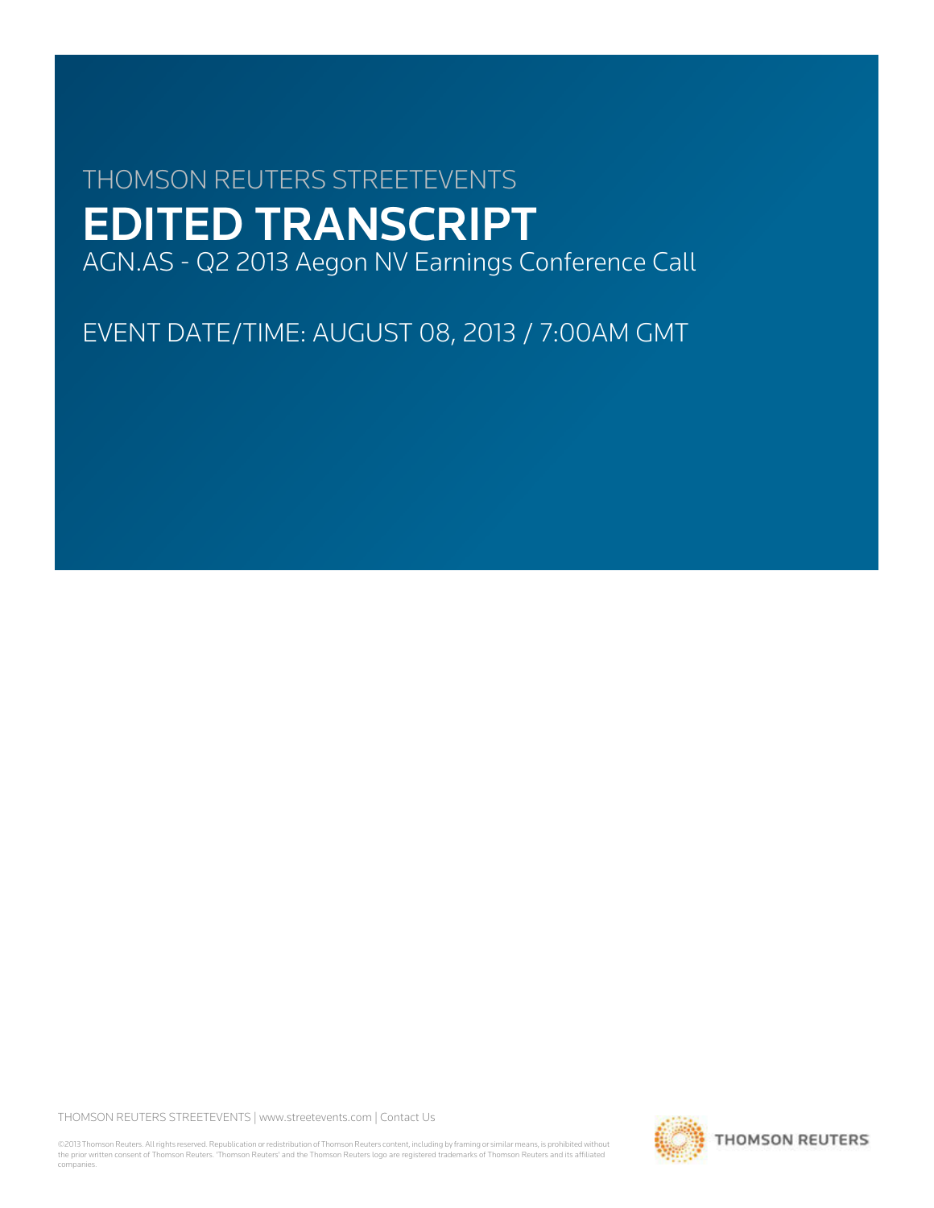THOMSON REUTERS STREETEVENTS

# EDITED TRANSCRIPT

AGN.AS - Q2 2013 Aegon NV Earnings Conference Call

EVENT DATE/TIME: AUGUST 08, 2013 / 7:00AM GMT

THOMSON REUTERS STREETEVENTS | www.streetevents.com | Contact Us

©2013 Thomson Reuters. All rights reserved. Republication or redistribution of Thomson Reuters content, including by framing or similar means, is prohibited without the prior written consent of Thomson Reuters. 'Thomson Reuters' and the Thomson Reuters logo are registered trademarks of Thomson Reuters and its affiliated companies.

THOMSON REUTERS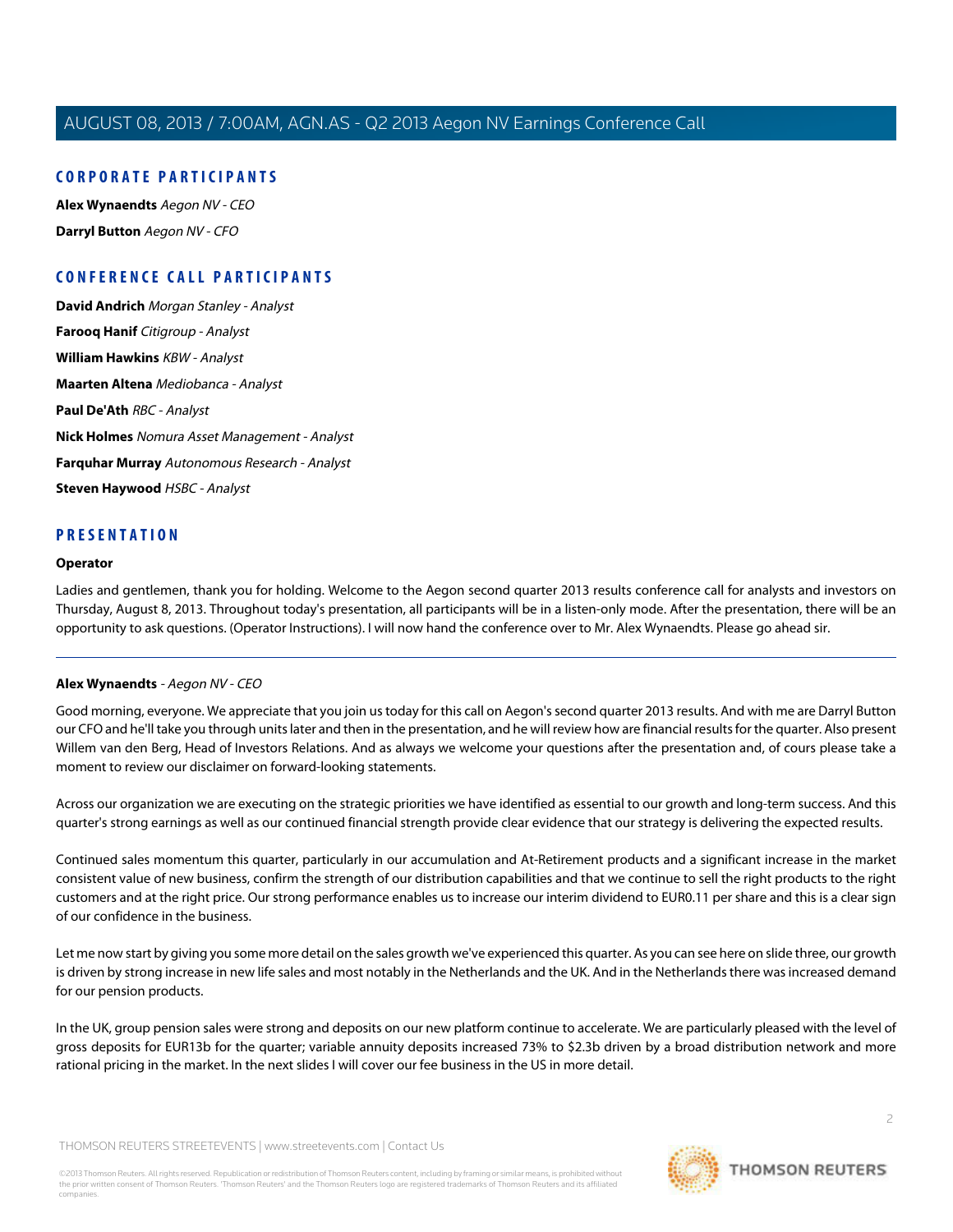## CORPORATE PARTICIPANTS

**Alex Wynaendts** *Aegon NV - CEO*

**Darryl Button** *Aegon NV - CFO*

## CONFERENCE CALL PARTICIPANTS

**David Andrich** *Morgan Stanley - Analyst*

**Farooq Hanif** *Citigroup - Analyst*

**William Hawkins** *KBW - Analyst*

**Maarten Altena** *Mediobanca - Analyst*

**Paul De'Ath** *RBC - Analyst*

**Nick Holmes** *Nomura Asset Management - Analyst*

**Farquhar Murray** *Autonomous Research - Analyst*

**Steven Haywood** *HSBC - Analyst*

## PRESENTATION

**Operator**

Ladies and gentlemen, thank you for holding. Welcome to the Aegon second quarter 2013 results conference call for analysts and investors on Thursday, August 8, 2013. Throughout today's presentation, all participants will be in a listen-only mode. After the presentation, there will be an opportunity to ask questions. (Operator Instructions). I will now hand the conference over to Mr. Alex Wynaendts. Please go ahead sir.

---

**Alex Wynaendts** *- Aegon NV - CEO*

Good morning, everyone. We appreciate that you join us today for this call on Aegon's second quarter 2013 results. And with me are Darryl Button our CFO and he'll take you through units later and then in the presentation, and he will review how are financial results for the quarter. Also present Willem van den Berg, Head of Investors Relations. And as always we welcome your questions after the presentation and, of cours please take a moment to review our disclaimer on forward-looking statements.

Across our organization we are executing on the strategic priorities we have identified as essential to our growth and long-term success. And this quarter's strong earnings as well as our continued financial strength provide clear evidence that our strategy is delivering the expected results.

Continued sales momentum this quarter, particularly in our accumulation and At-Retirement products and a significant increase in the market consistent value of new business, confirm the strength of our distribution capabilities and that we continue to sell the right products to the right customers and at the right price. Our strong performance enables us to increase our interim dividend to EUR0.11 per share and this is a clear sign of our confidence in the business.

Let me now start by giving you some more detail on the sales growth we've experienced this quarter. As you can see here on slide three, our growth is driven by strong increase in new life sales and most notably in the Netherlands and the UK. And in the Netherlands there was increased demand for our pension products.

In the UK, group pension sales were strong and deposits on our new platform continue to accelerate. We are particularly pleased with the level of gross deposits for EUR13b for the quarter; variable annuity deposits increased 73% to $2.3b driven by a broad distribution network and more rational pricing in the market. In the next slides I will cover our fee business in the US in more detail.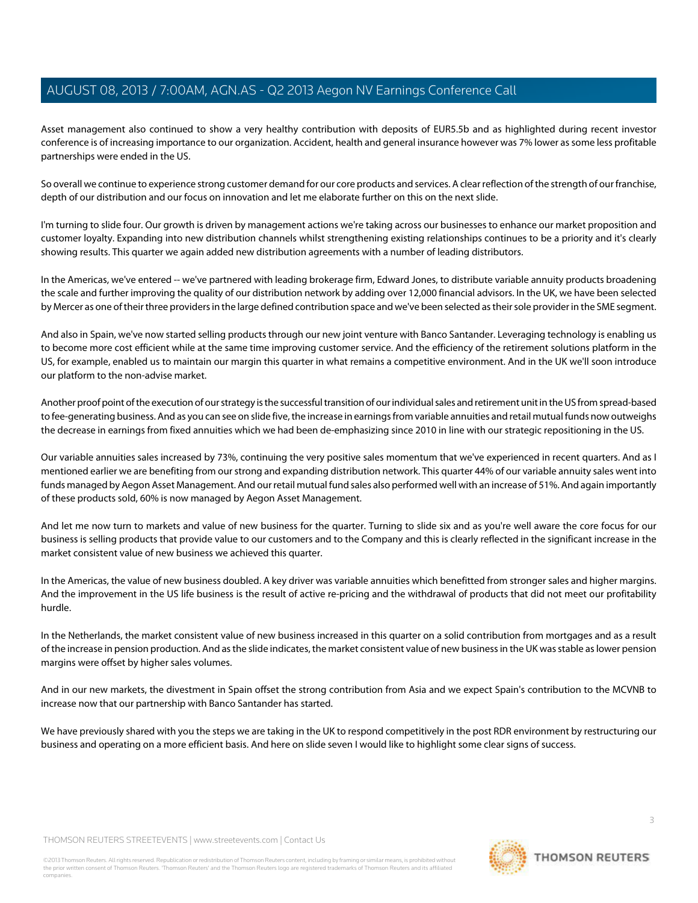Asset management also continued to show a very healthy contribution with deposits of EUR5.5b and as highlighted during recent investor conference is of increasing importance to our organization. Accident, health and general insurance however was 7% lower as some less profitable partnerships were ended in the US.

So overall we continue to experience strong customer demand for our core products and services. A clear reflection of the strength of our franchise, depth of our distribution and our focus on innovation and let me elaborate further on this on the next slide.

I'm turning to slide four. Our growth is driven by management actions we're taking across our businesses to enhance our market proposition and customer loyalty. Expanding into new distribution channels whilst strengthening existing relationships continues to be a priority and it's clearly showing results. This quarter we again added new distribution agreements with a number of leading distributors.

In the Americas, we've entered -- we've partnered with leading brokerage firm, Edward Jones, to distribute variable annuity products broadening the scale and further improving the quality of our distribution network by adding over 12,000 financial advisors. In the UK, we have been selected by Mercer as one of their three providers in the large defined contribution space and we've been selected as their sole provider in the SME segment.

And also in Spain, we've now started selling products through our new joint venture with Banco Santander. Leveraging technology is enabling us to become more cost efficient while at the same time improving customer service. And the efficiency of the retirement solutions platform in the US, for example, enabled us to maintain our margin this quarter in what remains a competitive environment. And in the UK we'll soon introduce our platform to the non-advise market.

Another proof point of the execution of our strategy is the successful transition of our individual sales and retirement unit in the US from spread-based to fee-generating business. And as you can see on slide five, the increase in earnings from variable annuities and retail mutual funds now outweighs the decrease in earnings from fixed annuities which we had been de-emphasizing since 2010 in line with our strategic repositioning in the US.

Our variable annuities sales increased by 73%, continuing the very positive sales momentum that we've experienced in recent quarters. And as I mentioned earlier we are benefiting from our strong and expanding distribution network. This quarter 44% of our variable annuity sales went into funds managed by Aegon Asset Management. And our retail mutual fund sales also performed well with an increase of 51%. And again importantly of these products sold, 60% is now managed by Aegon Asset Management.

And let me now turn to markets and value of new business for the quarter. Turning to slide six and as you're well aware the core focus for our business is selling products that provide value to our customers and to the Company and this is clearly reflected in the significant increase in the market consistent value of new business we achieved this quarter.

In the Americas, the value of new business doubled. A key driver was variable annuities which benefitted from stronger sales and higher margins. And the improvement in the US life business is the result of active re-pricing and the withdrawal of products that did not meet our profitability hurdle.

In the Netherlands, the market consistent value of new business increased in this quarter on a solid contribution from mortgages and as a result of the increase in pension production. And as the slide indicates, the market consistent value of new business in the UK was stable as lower pension margins were offset by higher sales volumes.

And in our new markets, the divestment in Spain offset the strong contribution from Asia and we expect Spain's contribution to the MCVNB to increase now that our partnership with Banco Santander has started.

We have previously shared with you the steps we are taking in the UK to respond competitively in the post RDR environment by restructuring our business and operating on a more efficient basis. And here on slide seven I would like to highlight some clear signs of success.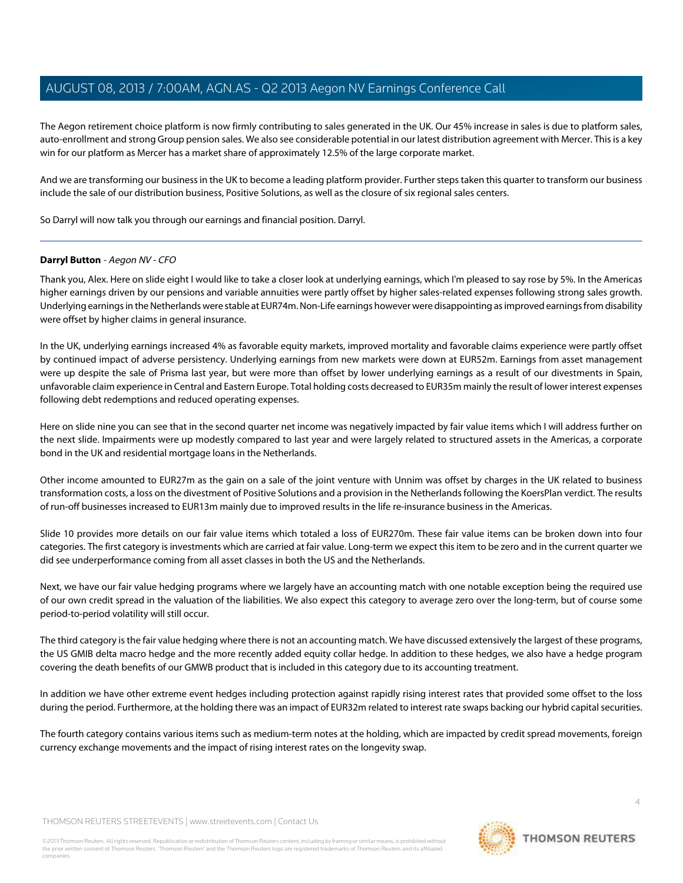The Aegon retirement choice platform is now firmly contributing to sales generated in the UK. Our 45% increase in sales is due to platform sales, auto-enrollment and strong Group pension sales. We also see considerable potential in our latest distribution agreement with Mercer. This is a key win for our platform as Mercer has a market share of approximately 12.5% of the large corporate market.

And we are transforming our business in the UK to become a leading platform provider. Further steps taken this quarter to transform our business include the sale of our distribution business, Positive Solutions, as well as the closure of six regional sales centers.

So Darryl will now talk you through our earnings and financial position. Darryl.

---

**Darryl Button** - *Aegon NV - CFO*

Thank you, Alex. Here on slide eight I would like to take a closer look at underlying earnings, which I'm pleased to say rose by 5%. In the Americas higher earnings driven by our pensions and variable annuities were partly offset by higher sales-related expenses following strong sales growth. Underlying earnings in the Netherlands were stable at EUR74m. Non-Life earnings however were disappointing as improved earnings from disability were offset by higher claims in general insurance.

In the UK, underlying earnings increased 4% as favorable equity markets, improved mortality and favorable claims experience were partly offset by continued impact of adverse persistency. Underlying earnings from new markets were down at EUR52m. Earnings from asset management were up despite the sale of Prisma last year, but were more than offset by lower underlying earnings as a result of our divestments in Spain, unfavorable claim experience in Central and Eastern Europe. Total holding costs decreased to EUR35m mainly the result of lower interest expenses following debt redemptions and reduced operating expenses.

Here on slide nine you can see that in the second quarter net income was negatively impacted by fair value items which I will address further on the next slide. Impairments were up modestly compared to last year and were largely related to structured assets in the Americas, a corporate bond in the UK and residential mortgage loans in the Netherlands.

Other income amounted to EUR27m as the gain on a sale of the joint venture with Unnim was offset by charges in the UK related to business transformation costs, a loss on the divestment of Positive Solutions and a provision in the Netherlands following the KoersPlan verdict. The results of run-off businesses increased to EUR13m mainly due to improved results in the life re-insurance business in the Americas.

Slide 10 provides more details on our fair value items which totaled a loss of EUR270m. These fair value items can be broken down into four categories. The first category is investments which are carried at fair value. Long-term we expect this item to be zero and in the current quarter we did see underperformance coming from all asset classes in both the US and the Netherlands.

Next, we have our fair value hedging programs where we largely have an accounting match with one notable exception being the required use of our own credit spread in the valuation of the liabilities. We also expect this category to average zero over the long-term, but of course some period-to-period volatility will still occur.

The third category is the fair value hedging where there is not an accounting match. We have discussed extensively the largest of these programs, the US GMIB delta macro hedge and the more recently added equity collar hedge. In addition to these hedges, we also have a hedge program covering the death benefits of our GMWB product that is included in this category due to its accounting treatment.

In addition we have other extreme event hedges including protection against rapidly rising interest rates that provided some offset to the loss during the period. Furthermore, at the holding there was an impact of EUR32m related to interest rate swaps backing our hybrid capital securities.

The fourth category contains various items such as medium-term notes at the holding, which are impacted by credit spread movements, foreign currency exchange movements and the impact of rising interest rates on the longevity swap.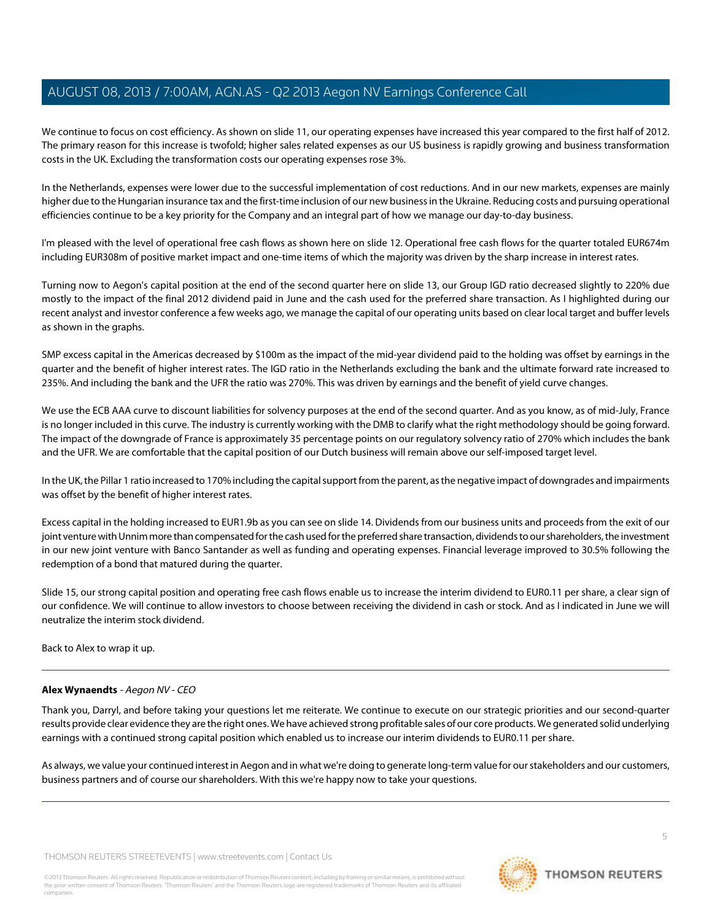We continue to focus on cost efficiency. As shown on slide 11, our operating expenses have increased this year compared to the first half of 2012. The primary reason for this increase is twofold; higher sales related expenses as our US business is rapidly growing and business transformation costs in the UK. Excluding the transformation costs our operating expenses rose 3%.

In the Netherlands, expenses were lower due to the successful implementation of cost reductions. And in our new markets, expenses are mainly higher due to the Hungarian insurance tax and the first-time inclusion of our new business in the Ukraine. Reducing costs and pursuing operational efficiencies continue to be a key priority for the Company and an integral part of how we manage our day-to-day business.

I'm pleased with the level of operational free cash flows as shown here on slide 12. Operational free cash flows for the quarter totaled EUR674m including EUR308m of positive market impact and one-time items of which the majority was driven by the sharp increase in interest rates.

Turning now to Aegon's capital position at the end of the second quarter here on slide 13, our Group IGD ratio decreased slightly to 220% due mostly to the impact of the final 2012 dividend paid in June and the cash used for the preferred share transaction. As I highlighted during our recent analyst and investor conference a few weeks ago, we manage the capital of our operating units based on clear local target and buffer levels as shown in the graphs.

SMP excess capital in the Americas decreased by $100m as the impact of the mid-year dividend paid to the holding was offset by earnings in the quarter and the benefit of higher interest rates. The IGD ratio in the Netherlands excluding the bank and the ultimate forward rate increased to 235%. And including the bank and the UFR the ratio was 270%. This was driven by earnings and the benefit of yield curve changes.

We use the ECB AAA curve to discount liabilities for solvency purposes at the end of the second quarter. And as you know, as of mid-July, France is no longer included in this curve. The industry is currently working with the DMB to clarify what the right methodology should be going forward. The impact of the downgrade of France is approximately 35 percentage points on our regulatory solvency ratio of 270% which includes the bank and the UFR. We are comfortable that the capital position of our Dutch business will remain above our self-imposed target level.

In the UK, the Pillar 1 ratio increased to 170% including the capital support from the parent, as the negative impact of downgrades and impairments was offset by the benefit of higher interest rates.

Excess capital in the holding increased to EUR1.9b as you can see on slide 14. Dividends from our business units and proceeds from the exit of our joint venture with Unnim more than compensated for the cash used for the preferred share transaction, dividends to our shareholders, the investment in our new joint venture with Banco Santander as well as funding and operating expenses. Financial leverage improved to 30.5% following the redemption of a bond that matured during the quarter.

Slide 15, our strong capital position and operating free cash flows enable us to increase the interim dividend to EUR0.11 per share, a clear sign of our confidence. We will continue to allow investors to choose between receiving the dividend in cash or stock. And as I indicated in June we will neutralize the interim stock dividend.

Back to Alex to wrap it up.

---

**Alex Wynaendts** - *Aegon NV - CEO*

Thank you, Darryl, and before taking your questions let me reiterate. We continue to execute on our strategic priorities and our second-quarter results provide clear evidence they are the right ones. We have achieved strong profitable sales of our core products. We generated solid underlying earnings with a continued strong capital position which enabled us to increase our interim dividends to EUR0.11 per share.

As always, we value your continued interest in Aegon and in what we're doing to generate long-term value for our stakeholders and our customers, business partners and of course our shareholders. With this we're happy now to take your questions.

---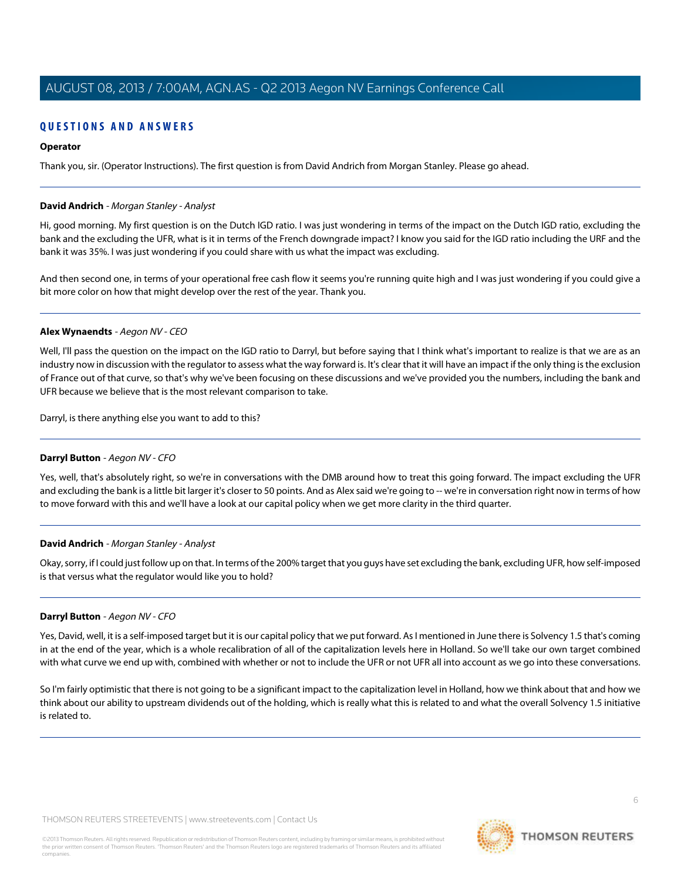## QUESTIONS AND ANSWERS

**Operator**

Thank you, sir. (Operator Instructions). The first question is from David Andrich from Morgan Stanley. Please go ahead.

---

**David Andrich** - *Morgan Stanley - Analyst*

Hi, good morning. My first question is on the Dutch IGD ratio. I was just wondering in terms of the impact on the Dutch IGD ratio, excluding the bank and the excluding the UFR, what is it in terms of the French downgrade impact? I know you said for the IGD ratio including the URF and the bank it was 35%. I was just wondering if you could share with us what the impact was excluding.

And then second one, in terms of your operational free cash flow it seems you're running quite high and I was just wondering if you could give a bit more color on how that might develop over the rest of the year. Thank you.

---

**Alex Wynaendts** - *Aegon NV - CEO*

Well, I'll pass the question on the impact on the IGD ratio to Darryl, but before saying that I think what's important to realize is that we are as an industry now in discussion with the regulator to assess what the way forward is. It's clear that it will have an impact if the only thing is the exclusion of France out of that curve, so that's why we've been focusing on these discussions and we've provided you the numbers, including the bank and UFR because we believe that is the most relevant comparison to take.

Darryl, is there anything else you want to add to this?

---

**Darryl Button** - *Aegon NV - CFO*

Yes, well, that's absolutely right, so we're in conversations with the DMB around how to treat this going forward. The impact excluding the UFR and excluding the bank is a little bit larger it's closer to 50 points. And as Alex said we're going to -- we're in conversation right now in terms of how to move forward with this and we'll have a look at our capital policy when we get more clarity in the third quarter.

---

**David Andrich** - *Morgan Stanley - Analyst*

Okay, sorry, if I could just follow up on that. In terms of the 200% target that you guys have set excluding the bank, excluding UFR, how self-imposed is that versus what the regulator would like you to hold?

---

**Darryl Button** - *Aegon NV - CFO*

Yes, David, well, it is a self-imposed target but it is our capital policy that we put forward. As I mentioned in June there is Solvency 1.5 that's coming in at the end of the year, which is a whole recalibration of all of the capitalization levels here in Holland. So we'll take our own target combined with what curve we end up with, combined with whether or not to include the UFR or not UFR all into account as we go into these conversations.

So I'm fairly optimistic that there is not going to be a significant impact to the capitalization level in Holland, how we think about that and how we think about our ability to upstream dividends out of the holding, which is really what this is related to and what the overall Solvency 1.5 initiative is related to.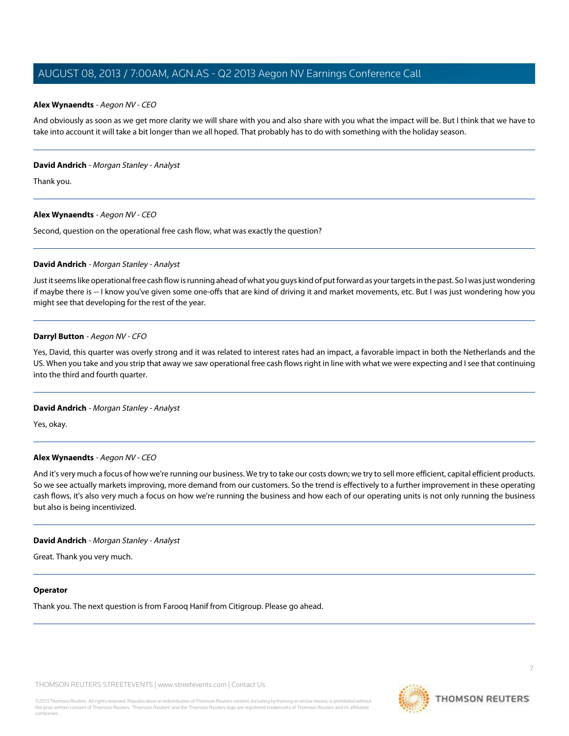**Alex Wynaendts** - *Aegon NV - CEO*

And obviously as soon as we get more clarity we will share with you and also share with you what the impact will be. But I think that we have to take into account it will take a bit longer than we all hoped. That probably has to do with something with the holiday season.

---

**David Andrich** - *Morgan Stanley - Analyst*

Thank you.

---

**Alex Wynaendts** - *Aegon NV - CEO*

Second, question on the operational free cash flow, what was exactly the question?

---

**David Andrich** - *Morgan Stanley - Analyst*

Just it seems like operational free cash flow is running ahead of what you guys kind of put forward as your targets in the past. So I was just wondering if maybe there is -- I know you've given some one-offs that are kind of driving it and market movements, etc. But I was just wondering how you might see that developing for the rest of the year.

---

**Darryl Button** - *Aegon NV - CFO*

Yes, David, this quarter was overly strong and it was related to interest rates had an impact, a favorable impact in both the Netherlands and the US. When you take and you strip that away we saw operational free cash flows right in line with what we were expecting and I see that continuing into the third and fourth quarter.

---

**David Andrich** - *Morgan Stanley - Analyst*

Yes, okay.

---

**Alex Wynaendts** - *Aegon NV - CEO*

And it's very much a focus of how we're running our business. We try to take our costs down; we try to sell more efficient, capital efficient products. So we see actually markets improving, more demand from our customers. So the trend is effectively to a further improvement in these operating cash flows, it's also very much a focus on how we're running the business and how each of our operating units is not only running the business but also is being incentivized.

---

**David Andrich** - *Morgan Stanley - Analyst*

Great. Thank you very much.

---

**Operator**

Thank you. The next question is from Farooq Hanif from Citigroup. Please go ahead.

---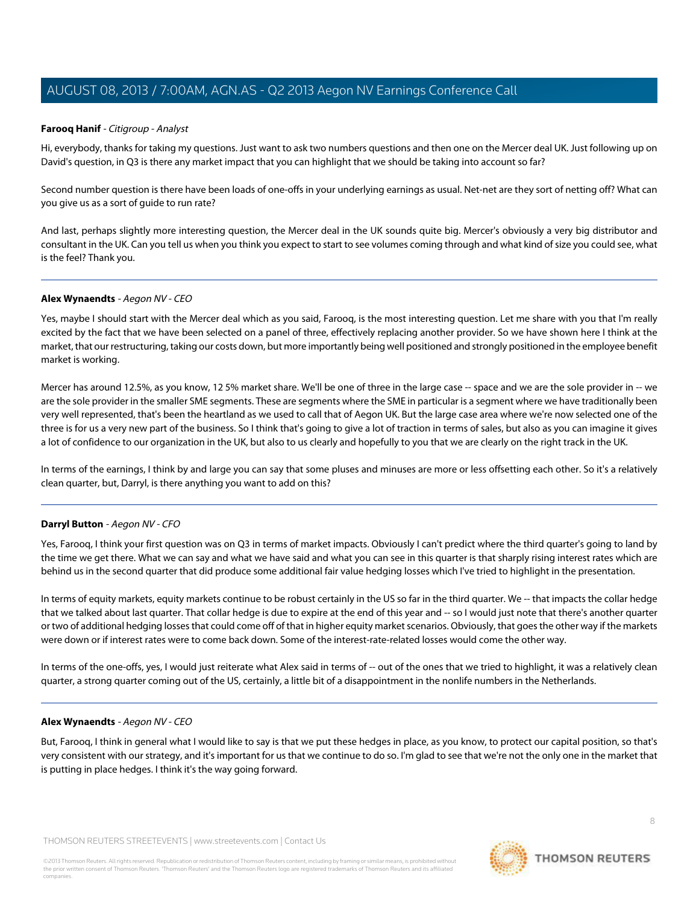**Farooq Hanif** - *Citigroup - Analyst*

Hi, everybody, thanks for taking my questions. Just want to ask two numbers questions and then one on the Mercer deal UK. Just following up on David's question, in Q3 is there any market impact that you can highlight that we should be taking into account so far?

Second number question is there have been loads of one-offs in your underlying earnings as usual. Net-net are they sort of netting off? What can you give us as a sort of guide to run rate?

And last, perhaps slightly more interesting question, the Mercer deal in the UK sounds quite big. Mercer's obviously a very big distributor and consultant in the UK. Can you tell us when you think you expect to start to see volumes coming through and what kind of size you could see, what is the feel? Thank you.

---

**Alex Wynaendts** - *Aegon NV - CEO*

Yes, maybe I should start with the Mercer deal which as you said, Farooq, is the most interesting question. Let me share with you that I'm really excited by the fact that we have been selected on a panel of three, effectively replacing another provider. So we have shown here I think at the market, that our restructuring, taking our costs down, but more importantly being well positioned and strongly positioned in the employee benefit market is working.

Mercer has around 12.5%, as you know, 12 5% market share. We'll be one of three in the large case -- space and we are the sole provider in -- we are the sole provider in the smaller SME segments. These are segments where the SME in particular is a segment where we have traditionally been very well represented, that's been the heartland as we used to call that of Aegon UK. But the large case area where we're now selected one of the three is for us a very new part of the business. So I think that's going to give a lot of traction in terms of sales, but also as you can imagine it gives a lot of confidence to our organization in the UK, but also to us clearly and hopefully to you that we are clearly on the right track in the UK.

In terms of the earnings, I think by and large you can say that some pluses and minuses are more or less offsetting each other. So it's a relatively clean quarter, but, Darryl, is there anything you want to add on this?

---

**Darryl Button** - *Aegon NV - CFO*

Yes, Farooq, I think your first question was on Q3 in terms of market impacts. Obviously I can't predict where the third quarter's going to land by the time we get there. What we can say and what we have said and what you can see in this quarter is that sharply rising interest rates which are behind us in the second quarter that did produce some additional fair value hedging losses which I've tried to highlight in the presentation.

In terms of equity markets, equity markets continue to be robust certainly in the US so far in the third quarter. We -- that impacts the collar hedge that we talked about last quarter. That collar hedge is due to expire at the end of this year and -- so I would just note that there's another quarter or two of additional hedging losses that could come off of that in higher equity market scenarios. Obviously, that goes the other way if the markets were down or if interest rates were to come back down. Some of the interest-rate-related losses would come the other way.

In terms of the one-offs, yes, I would just reiterate what Alex said in terms of -- out of the ones that we tried to highlight, it was a relatively clean quarter, a strong quarter coming out of the US, certainly, a little bit of a disappointment in the nonlife numbers in the Netherlands.

---

**Alex Wynaendts** - *Aegon NV - CEO*

But, Farooq, I think in general what I would like to say is that we put these hedges in place, as you know, to protect our capital position, so that's very consistent with our strategy, and it's important for us that we continue to do so. I'm glad to see that we're not the only one in the market that is putting in place hedges. I think it's the way going forward.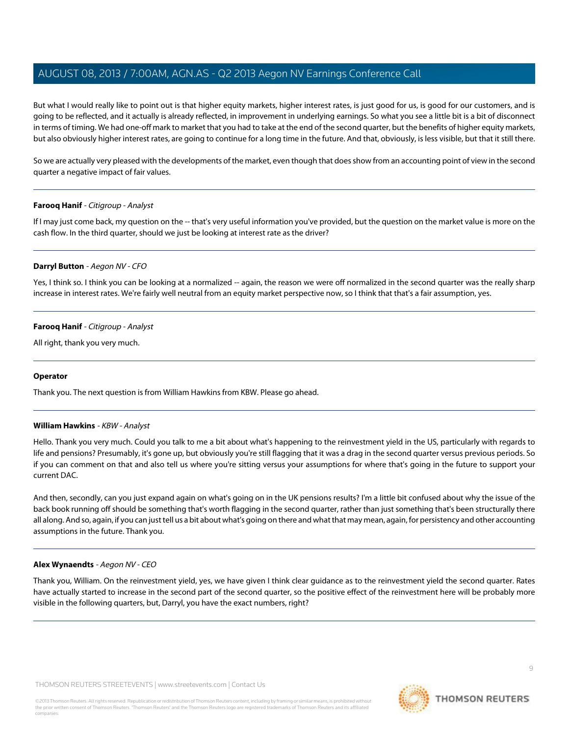But what I would really like to point out is that higher equity markets, higher interest rates, is just good for us, is good for our customers, and is going to be reflected, and it actually is already reflected, in improvement in underlying earnings. So what you see a little bit is a bit of disconnect in terms of timing. We had one-off mark to market that you had to take at the end of the second quarter, but the benefits of higher equity markets, but also obviously higher interest rates, are going to continue for a long time in the future. And that, obviously, is less visible, but that it still there.

So we are actually very pleased with the developments of the market, even though that does show from an accounting point of view in the second quarter a negative impact of fair values.

---

**Farooq Hanif** - *Citigroup - Analyst*

If I may just come back, my question on the -- that's very useful information you've provided, but the question on the market value is more on the cash flow. In the third quarter, should we just be looking at interest rate as the driver?

---

**Darryl Button** - *Aegon NV - CFO*

Yes, I think so. I think you can be looking at a normalized -- again, the reason we were off normalized in the second quarter was the really sharp increase in interest rates. We're fairly well neutral from an equity market perspective now, so I think that that's a fair assumption, yes.

---

**Farooq Hanif** - *Citigroup - Analyst*

All right, thank you very much.

---

**Operator**

Thank you. The next question is from William Hawkins from KBW. Please go ahead.

---

**William Hawkins** - *KBW - Analyst*

Hello. Thank you very much. Could you talk to me a bit about what's happening to the reinvestment yield in the US, particularly with regards to life and pensions? Presumably, it's gone up, but obviously you're still flagging that it was a drag in the second quarter versus previous periods. So if you can comment on that and also tell us where you're sitting versus your assumptions for where that's going in the future to support your current DAC.

And then, secondly, can you just expand again on what's going on in the UK pensions results? I'm a little bit confused about why the issue of the back book running off should be something that's worth flagging in the second quarter, rather than just something that's been structurally there all along. And so, again, if you can just tell us a bit about what's going on there and what that may mean, again, for persistency and other accounting assumptions in the future. Thank you.

---

**Alex Wynaendts** - *Aegon NV - CEO*

Thank you, William. On the reinvestment yield, yes, we have given I think clear guidance as to the reinvestment yield the second quarter. Rates have actually started to increase in the second part of the second quarter, so the positive effect of the reinvestment here will be probably more visible in the following quarters, but, Darryl, you have the exact numbers, right?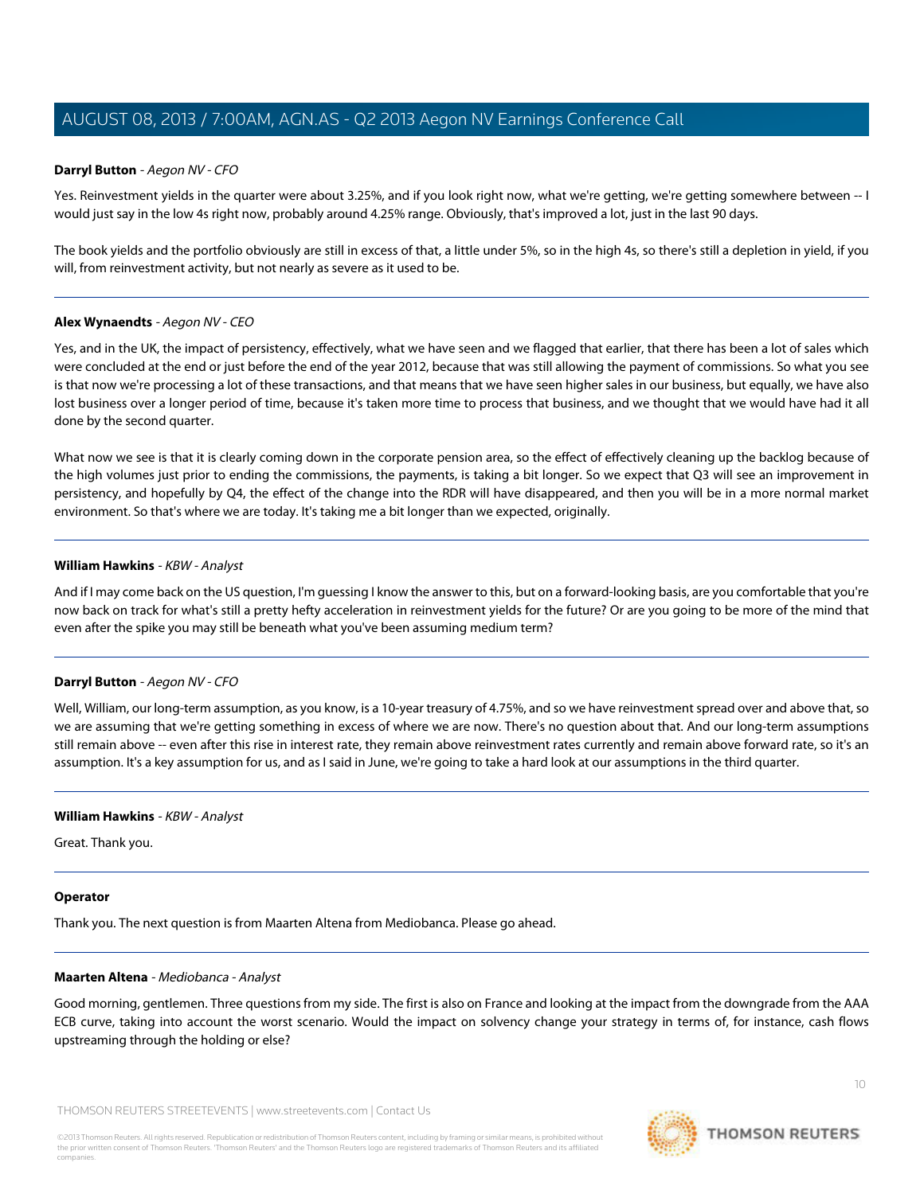**Darryl Button** - *Aegon NV - CFO*

Yes. Reinvestment yields in the quarter were about 3.25%, and if you look right now, what we're getting, we're getting somewhere between -- I would just say in the low 4s right now, probably around 4.25% range. Obviously, that's improved a lot, just in the last 90 days.

The book yields and the portfolio obviously are still in excess of that, a little under 5%, so in the high 4s, so there's still a depletion in yield, if you will, from reinvestment activity, but not nearly as severe as it used to be.

---

**Alex Wynaendts** - *Aegon NV - CEO*

Yes, and in the UK, the impact of persistency, effectively, what we have seen and we flagged that earlier, that there has been a lot of sales which were concluded at the end or just before the end of the year 2012, because that was still allowing the payment of commissions. So what you see is that now we're processing a lot of these transactions, and that means that we have seen higher sales in our business, but equally, we have also lost business over a longer period of time, because it's taken more time to process that business, and we thought that we would have had it all done by the second quarter.

What now we see is that it is clearly coming down in the corporate pension area, so the effect of effectively cleaning up the backlog because of the high volumes just prior to ending the commissions, the payments, is taking a bit longer. So we expect that Q3 will see an improvement in persistency, and hopefully by Q4, the effect of the change into the RDR will have disappeared, and then you will be in a more normal market environment. So that's where we are today. It's taking me a bit longer than we expected, originally.

---

**William Hawkins** - *KBW - Analyst*

And if I may come back on the US question, I'm guessing I know the answer to this, but on a forward-looking basis, are you comfortable that you're now back on track for what's still a pretty hefty acceleration in reinvestment yields for the future? Or are you going to be more of the mind that even after the spike you may still be beneath what you've been assuming medium term?

---

**Darryl Button** - *Aegon NV - CFO*

Well, William, our long-term assumption, as you know, is a 10-year treasury of 4.75%, and so we have reinvestment spread over and above that, so we are assuming that we're getting something in excess of where we are now. There's no question about that. And our long-term assumptions still remain above -- even after this rise in interest rate, they remain above reinvestment rates currently and remain above forward rate, so it's an assumption. It's a key assumption for us, and as I said in June, we're going to take a hard look at our assumptions in the third quarter.

---

**William Hawkins** - *KBW - Analyst*

Great. Thank you.

---

**Operator**

Thank you. The next question is from Maarten Altena from Mediobanca. Please go ahead.

---

**Maarten Altena** - *Mediobanca - Analyst*

Good morning, gentlemen. Three questions from my side. The first is also on France and looking at the impact from the downgrade from the AAA ECB curve, taking into account the worst scenario. Would the impact on solvency change your strategy in terms of, for instance, cash flows upstreaming through the holding or else?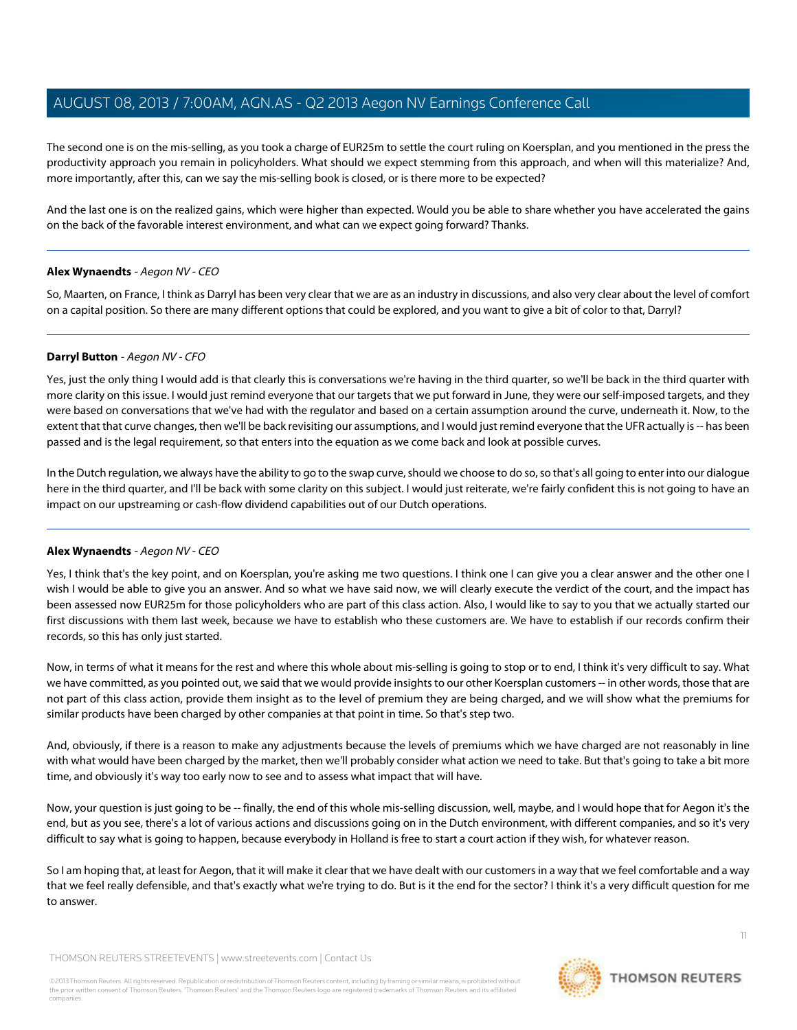The second one is on the mis-selling, as you took a charge of EUR25m to settle the court ruling on Koersplan, and you mentioned in the press the productivity approach you remain in policyholders. What should we expect stemming from this approach, and when will this materialize? And, more importantly, after this, can we say the mis-selling book is closed, or is there more to be expected?

And the last one is on the realized gains, which were higher than expected. Would you be able to share whether you have accelerated the gains on the back of the favorable interest environment, and what can we expect going forward? Thanks.

---

**Alex Wynaendts** *- Aegon NV - CEO*

So, Maarten, on France, I think as Darryl has been very clear that we are as an industry in discussions, and also very clear about the level of comfort on a capital position. So there are many different options that could be explored, and you want to give a bit of color to that, Darryl?

---

**Darryl Button** *- Aegon NV - CFO*

Yes, just the only thing I would add is that clearly this is conversations we're having in the third quarter, so we'll be back in the third quarter with more clarity on this issue. I would just remind everyone that our targets that we put forward in June, they were our self-imposed targets, and they were based on conversations that we've had with the regulator and based on a certain assumption around the curve, underneath it. Now, to the extent that that curve changes, then we'll be back revisiting our assumptions, and I would just remind everyone that the UFR actually is -- has been passed and is the legal requirement, so that enters into the equation as we come back and look at possible curves.

In the Dutch regulation, we always have the ability to go to the swap curve, should we choose to do so, so that's all going to enter into our dialogue here in the third quarter, and I'll be back with some clarity on this subject. I would just reiterate, we're fairly confident this is not going to have an impact on our upstreaming or cash-flow dividend capabilities out of our Dutch operations.

---

**Alex Wynaendts** *- Aegon NV - CEO*

Yes, I think that's the key point, and on Koersplan, you're asking me two questions. I think one I can give you a clear answer and the other one I wish I would be able to give you an answer. And so what we have said now, we will clearly execute the verdict of the court, and the impact has been assessed now EUR25m for those policyholders who are part of this class action. Also, I would like to say to you that we actually started our first discussions with them last week, because we have to establish who these customers are. We have to establish if our records confirm their records, so this has only just started.

Now, in terms of what it means for the rest and where this whole about mis-selling is going to stop or to end, I think it's very difficult to say. What we have committed, as you pointed out, we said that we would provide insights to our other Koersplan customers -- in other words, those that are not part of this class action, provide them insight as to the level of premium they are being charged, and we will show what the premiums for similar products have been charged by other companies at that point in time. So that's step two.

And, obviously, if there is a reason to make any adjustments because the levels of premiums which we have charged are not reasonably in line with what would have been charged by the market, then we'll probably consider what action we need to take. But that's going to take a bit more time, and obviously it's way too early now to see and to assess what impact that will have.

Now, your question is just going to be -- finally, the end of this whole mis-selling discussion, well, maybe, and I would hope that for Aegon it's the end, but as you see, there's a lot of various actions and discussions going on in the Dutch environment, with different companies, and so it's very difficult to say what is going to happen, because everybody in Holland is free to start a court action if they wish, for whatever reason.

So I am hoping that, at least for Aegon, that it will make it clear that we have dealt with our customers in a way that we feel comfortable and a way that we feel really defensible, and that's exactly what we're trying to do. But is it the end for the sector? I think it's a very difficult question for me to answer.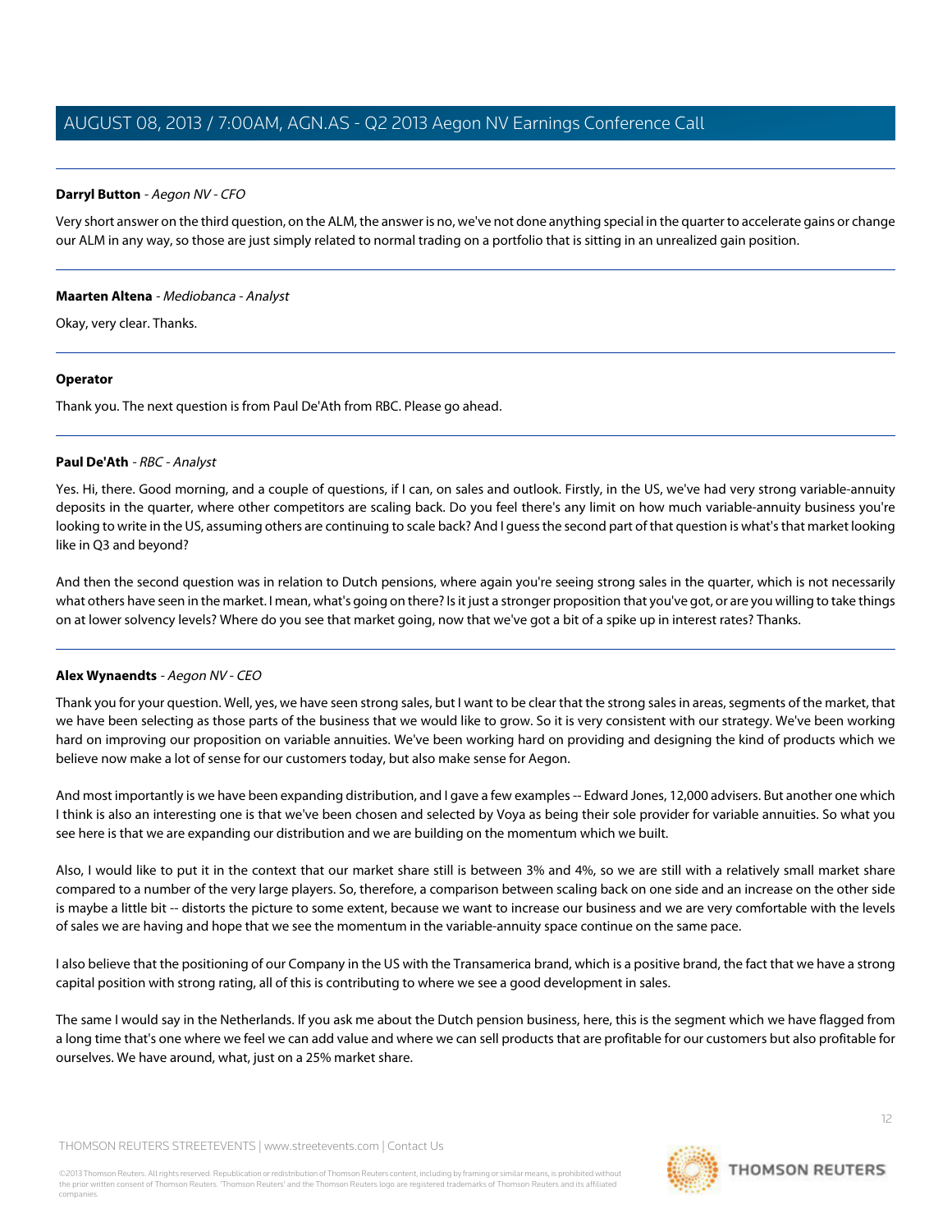**Darryl Button** - *Aegon NV - CFO*

Very short answer on the third question, on the ALM, the answer is no, we've not done anything special in the quarter to accelerate gains or change our ALM in any way, so those are just simply related to normal trading on a portfolio that is sitting in an unrealized gain position.

---

**Maarten Altena** - *Mediobanca - Analyst*

Okay, very clear. Thanks.

---

**Operator**

Thank you. The next question is from Paul De'Ath from RBC. Please go ahead.

---

**Paul De'Ath** - *RBC - Analyst*

Yes. Hi, there. Good morning, and a couple of questions, if I can, on sales and outlook. Firstly, in the US, we've had very strong variable-annuity deposits in the quarter, where other competitors are scaling back. Do you feel there's any limit on how much variable-annuity business you're looking to write in the US, assuming others are continuing to scale back? And I guess the second part of that question is what's that market looking like in Q3 and beyond?

And then the second question was in relation to Dutch pensions, where again you're seeing strong sales in the quarter, which is not necessarily what others have seen in the market. I mean, what's going on there? Is it just a stronger proposition that you've got, or are you willing to take things on at lower solvency levels? Where do you see that market going, now that we've got a bit of a spike up in interest rates? Thanks.

---

**Alex Wynaendts** - *Aegon NV - CEO*

Thank you for your question. Well, yes, we have seen strong sales, but I want to be clear that the strong sales in areas, segments of the market, that we have been selecting as those parts of the business that we would like to grow. So it is very consistent with our strategy. We've been working hard on improving our proposition on variable annuities. We've been working hard on providing and designing the kind of products which we believe now make a lot of sense for our customers today, but also make sense for Aegon.

And most importantly is we have been expanding distribution, and I gave a few examples -- Edward Jones, 12,000 advisers. But another one which I think is also an interesting one is that we've been chosen and selected by Voya as being their sole provider for variable annuities. So what you see here is that we are expanding our distribution and we are building on the momentum which we built.

Also, I would like to put it in the context that our market share still is between 3% and 4%, so we are still with a relatively small market share compared to a number of the very large players. So, therefore, a comparison between scaling back on one side and an increase on the other side is maybe a little bit -- distorts the picture to some extent, because we want to increase our business and we are very comfortable with the levels of sales we are having and hope that we see the momentum in the variable-annuity space continue on the same pace.

I also believe that the positioning of our Company in the US with the Transamerica brand, which is a positive brand, the fact that we have a strong capital position with strong rating, all of this is contributing to where we see a good development in sales.

The same I would say in the Netherlands. If you ask me about the Dutch pension business, here, this is the segment which we have flagged from a long time that's one where we feel we can add value and where we can sell products that are profitable for our customers but also profitable for ourselves. We have around, what, just on a 25% market share.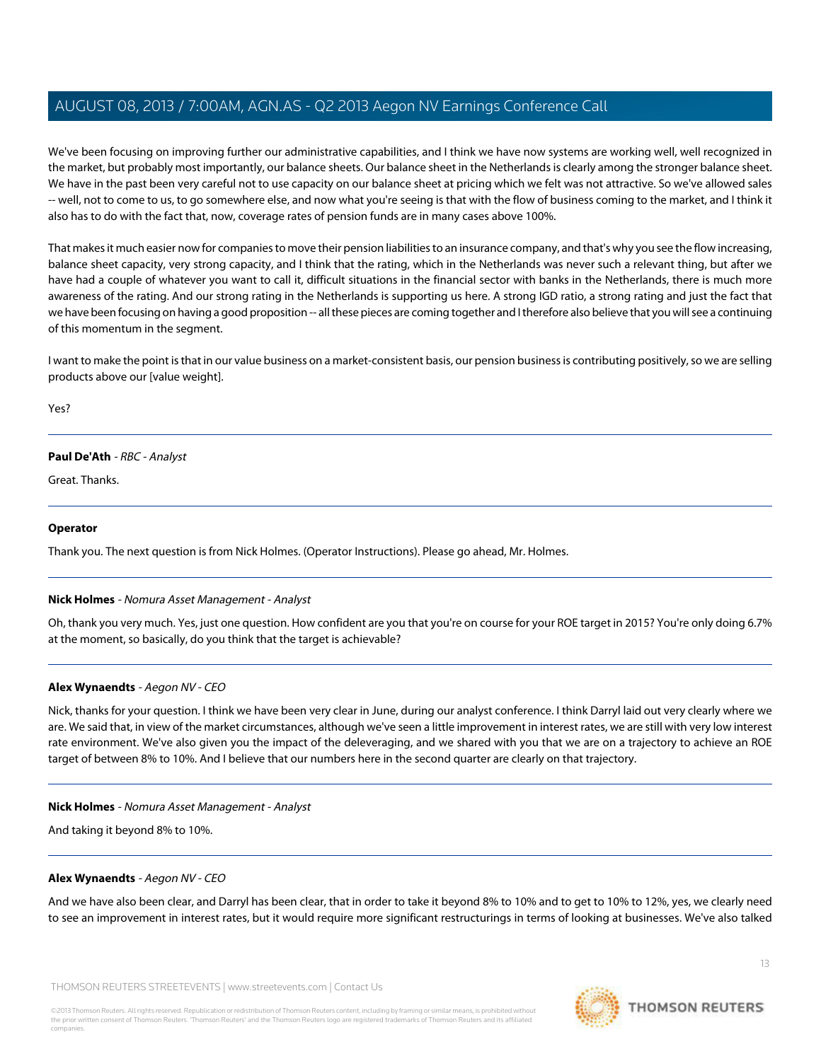We've been focusing on improving further our administrative capabilities, and I think we have now systems are working well, well recognized in the market, but probably most importantly, our balance sheets. Our balance sheet in the Netherlands is clearly among the stronger balance sheet. We have in the past been very careful not to use capacity on our balance sheet at pricing which we felt was not attractive. So we've allowed sales -- well, not to come to us, to go somewhere else, and now what you're seeing is that with the flow of business coming to the market, and I think it also has to do with the fact that, now, coverage rates of pension funds are in many cases above 100%.

That makes it much easier now for companies to move their pension liabilities to an insurance company, and that's why you see the flow increasing, balance sheet capacity, very strong capacity, and I think that the rating, which in the Netherlands was never such a relevant thing, but after we have had a couple of whatever you want to call it, difficult situations in the financial sector with banks in the Netherlands, there is much more awareness of the rating. And our strong rating in the Netherlands is supporting us here. A strong IGD ratio, a strong rating and just the fact that we have been focusing on having a good proposition -- all these pieces are coming together and I therefore also believe that you will see a continuing of this momentum in the segment.

I want to make the point is that in our value business on a market-consistent basis, our pension business is contributing positively, so we are selling products above our [value weight].

Yes?

---

**Paul De'Ath** - *RBC - Analyst*

Great. Thanks.

---

**Operator**

Thank you. The next question is from Nick Holmes. (Operator Instructions). Please go ahead, Mr. Holmes.

---

**Nick Holmes** - *Nomura Asset Management - Analyst*

Oh, thank you very much. Yes, just one question. How confident are you that you're on course for your ROE target in 2015? You're only doing 6.7% at the moment, so basically, do you think that the target is achievable?

---

**Alex Wynaendts** - *Aegon NV - CEO*

Nick, thanks for your question. I think we have been very clear in June, during our analyst conference. I think Darryl laid out very clearly where we are. We said that, in view of the market circumstances, although we've seen a little improvement in interest rates, we are still with very low interest rate environment. We've also given you the impact of the deleveraging, and we shared with you that we are on a trajectory to achieve an ROE target of between 8% to 10%. And I believe that our numbers here in the second quarter are clearly on that trajectory.

---

**Nick Holmes** - *Nomura Asset Management - Analyst*

And taking it beyond 8% to 10%.

---

**Alex Wynaendts** - *Aegon NV - CEO*

And we have also been clear, and Darryl has been clear, that in order to take it beyond 8% to 10% and to get to 10% to 12%, yes, we clearly need to see an improvement in interest rates, but it would require more significant restructurings in terms of looking at businesses. We've also talked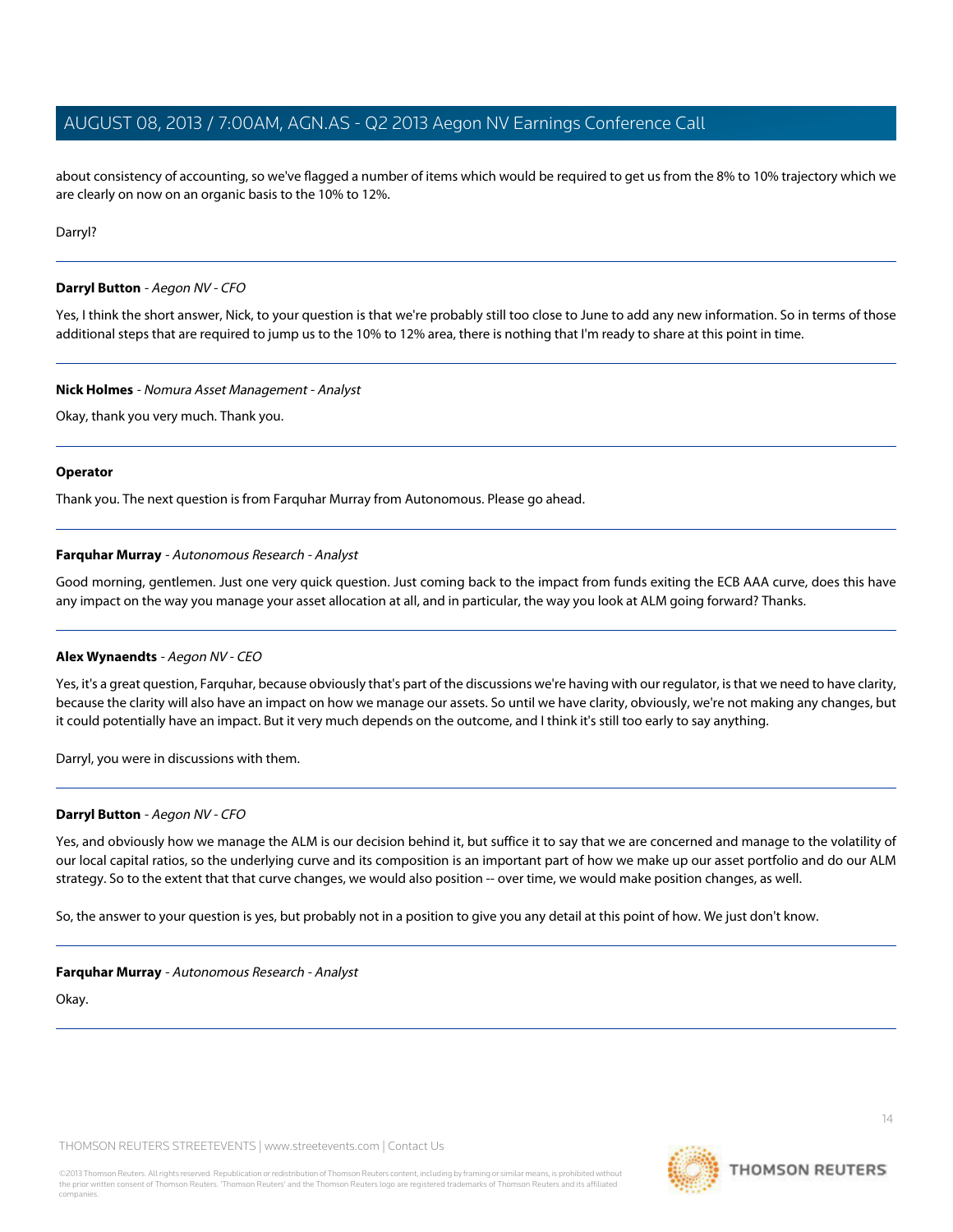about consistency of accounting, so we've flagged a number of items which would be required to get us from the 8% to 10% trajectory which we are clearly on now on an organic basis to the 10% to 12%.

Darryl?

---

**Darryl Button** - *Aegon NV - CFO*

Yes, I think the short answer, Nick, to your question is that we're probably still too close to June to add any new information. So in terms of those additional steps that are required to jump us to the 10% to 12% area, there is nothing that I'm ready to share at this point in time.

---

**Nick Holmes** - *Nomura Asset Management - Analyst*

Okay, thank you very much. Thank you.

---

**Operator**

Thank you. The next question is from Farquhar Murray from Autonomous. Please go ahead.

---

**Farquhar Murray** - *Autonomous Research - Analyst*

Good morning, gentlemen. Just one very quick question. Just coming back to the impact from funds exiting the ECB AAA curve, does this have any impact on the way you manage your asset allocation at all, and in particular, the way you look at ALM going forward? Thanks.

---

**Alex Wynaendts** - *Aegon NV - CEO*

Yes, it's a great question, Farquhar, because obviously that's part of the discussions we're having with our regulator, is that we need to have clarity, because the clarity will also have an impact on how we manage our assets. So until we have clarity, obviously, we're not making any changes, but it could potentially have an impact. But it very much depends on the outcome, and I think it's still too early to say anything.

Darryl, you were in discussions with them.

---

**Darryl Button** - *Aegon NV - CFO*

Yes, and obviously how we manage the ALM is our decision behind it, but suffice it to say that we are concerned and manage to the volatility of our local capital ratios, so the underlying curve and its composition is an important part of how we make up our asset portfolio and do our ALM strategy. So to the extent that that curve changes, we would also position -- over time, we would make position changes, as well.

So, the answer to your question is yes, but probably not in a position to give you any detail at this point of how. We just don't know.

---

**Farquhar Murray** - *Autonomous Research - Analyst*

Okay.

---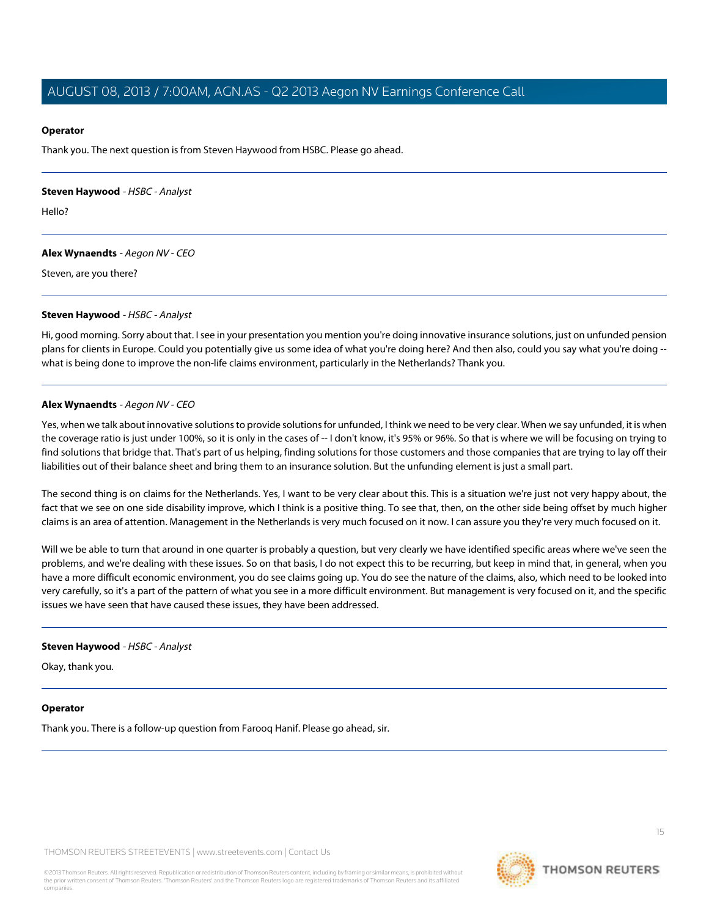**Operator**

Thank you. The next question is from Steven Haywood from HSBC. Please go ahead.

---

**Steven Haywood** - *HSBC - Analyst*

Hello?

---

**Alex Wynaendts** - *Aegon NV - CEO*

Steven, are you there?

---

**Steven Haywood** - *HSBC - Analyst*

Hi, good morning. Sorry about that. I see in your presentation you mention you're doing innovative insurance solutions, just on unfunded pension plans for clients in Europe. Could you potentially give us some idea of what you're doing here? And then also, could you say what you're doing -- what is being done to improve the non-life claims environment, particularly in the Netherlands? Thank you.

---

**Alex Wynaendts** - *Aegon NV - CEO*

Yes, when we talk about innovative solutions to provide solutions for unfunded, I think we need to be very clear. When we say unfunded, it is when the coverage ratio is just under 100%, so it is only in the cases of -- I don't know, it's 95% or 96%. So that is where we will be focusing on trying to find solutions that bridge that. That's part of us helping, finding solutions for those customers and those companies that are trying to lay off their liabilities out of their balance sheet and bring them to an insurance solution. But the unfunding element is just a small part.

The second thing is on claims for the Netherlands. Yes, I want to be very clear about this. This is a situation we're just not very happy about, the fact that we see on one side disability improve, which I think is a positive thing. To see that, then, on the other side being offset by much higher claims is an area of attention. Management in the Netherlands is very much focused on it now. I can assure you they're very much focused on it.

Will we be able to turn that around in one quarter is probably a question, but very clearly we have identified specific areas where we've seen the problems, and we're dealing with these issues. So on that basis, I do not expect this to be recurring, but keep in mind that, in general, when you have a more difficult economic environment, you do see claims going up. You do see the nature of the claims, also, which need to be looked into very carefully, so it's a part of the pattern of what you see in a more difficult environment. But management is very focused on it, and the specific issues we have seen that have caused these issues, they have been addressed.

---

**Steven Haywood** - *HSBC - Analyst*

Okay, thank you.

---

**Operator**

Thank you. There is a follow-up question from Farooq Hanif. Please go ahead, sir.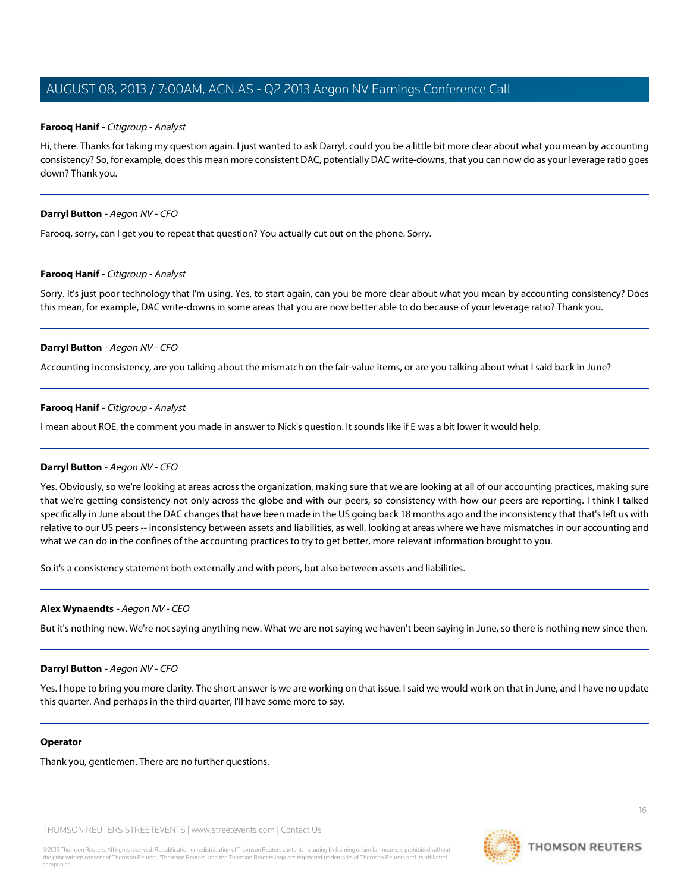**Farooq Hanif** - *Citigroup - Analyst*

Hi, there. Thanks for taking my question again. I just wanted to ask Darryl, could you be a little bit more clear about what you mean by accounting consistency? So, for example, does this mean more consistent DAC, potentially DAC write-downs, that you can now do as your leverage ratio goes down? Thank you.

---

**Darryl Button** - *Aegon NV - CFO*

Farooq, sorry, can I get you to repeat that question? You actually cut out on the phone. Sorry.

---

**Farooq Hanif** - *Citigroup - Analyst*

Sorry. It's just poor technology that I'm using. Yes, to start again, can you be more clear about what you mean by accounting consistency? Does this mean, for example, DAC write-downs in some areas that you are now better able to do because of your leverage ratio? Thank you.

---

**Darryl Button** - *Aegon NV - CFO*

Accounting inconsistency, are you talking about the mismatch on the fair-value items, or are you talking about what I said back in June?

---

**Farooq Hanif** - *Citigroup - Analyst*

I mean about ROE, the comment you made in answer to Nick's question. It sounds like if E was a bit lower it would help.

---

**Darryl Button** - *Aegon NV - CFO*

Yes. Obviously, so we're looking at areas across the organization, making sure that we are looking at all of our accounting practices, making sure that we're getting consistency not only across the globe and with our peers, so consistency with how our peers are reporting. I think I talked specifically in June about the DAC changes that have been made in the US going back 18 months ago and the inconsistency that that's left us with relative to our US peers -- inconsistency between assets and liabilities, as well, looking at areas where we have mismatches in our accounting and what we can do in the confines of the accounting practices to try to get better, more relevant information brought to you.

So it's a consistency statement both externally and with peers, but also between assets and liabilities.

---

**Alex Wynaendts** - *Aegon NV - CEO*

But it's nothing new. We're not saying anything new. What we are not saying we haven't been saying in June, so there is nothing new since then.

---

**Darryl Button** - *Aegon NV - CFO*

Yes. I hope to bring you more clarity. The short answer is we are working on that issue. I said we would work on that in June, and I have no update this quarter. And perhaps in the third quarter, I'll have some more to say.

---

**Operator**

Thank you, gentlemen. There are no further questions.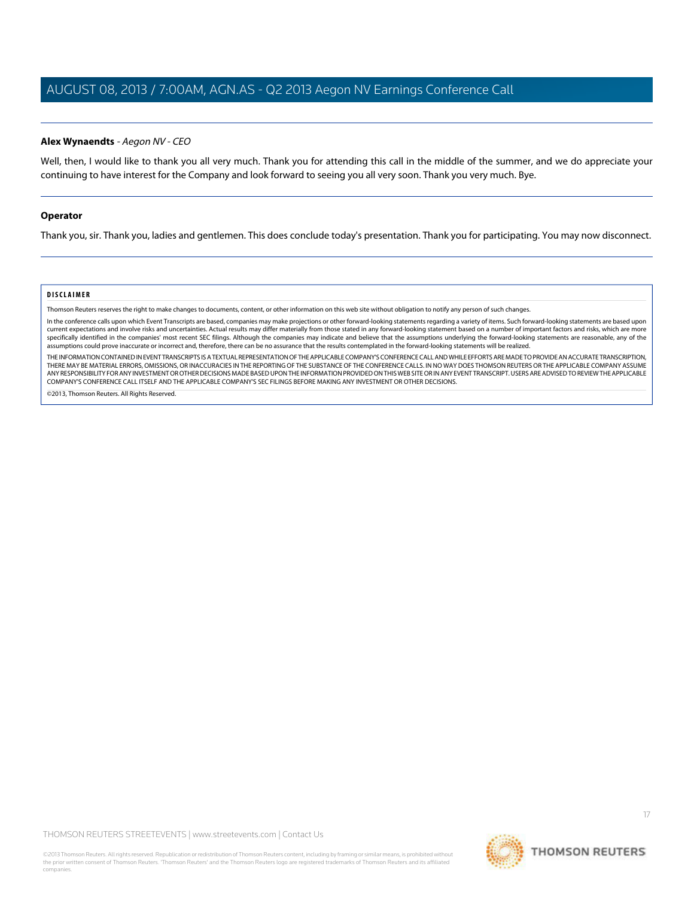**Alex Wynaendts** - *Aegon NV - CEO*

Well, then, I would like to thank you all very much. Thank you for attending this call in the middle of the summer, and we do appreciate your continuing to have interest for the Company and look forward to seeing you all very soon. Thank you very much. Bye.

**Operator**

Thank you, sir. Thank you, ladies and gentlemen. This does conclude today's presentation. Thank you for participating. You may now disconnect.

---

**DISCLAIMER**

Thomson Reuters reserves the right to make changes to documents, content, or other information on this web site without obligation to notify any person of such changes.

In the conference calls upon which Event Transcripts are based, companies may make projections or other forward-looking statements regarding a variety of items. Such forward-looking statements are based upon current expectations and involve risks and uncertainties. Actual results may differ materially from those stated in any forward-looking statement based on a number of important factors and risks, which are more specifically identified in the companies' most recent SEC filings. Although the companies may indicate and believe that the assumptions underlying the forward-looking statements are reasonable, any of the assumptions could prove inaccurate or incorrect and, therefore, there can be no assurance that the results contemplated in the forward-looking statements will be realized.

THE INFORMATION CONTAINED IN EVENT TRANSCRIPTS IS A TEXTUAL REPRESENTATION OF THE APPLICABLE COMPANY'S CONFERENCE CALL AND WHILE EFFORTS ARE MADE TO PROVIDE AN ACCURATE TRANSCRIPTION, THERE MAY BE MATERIAL ERRORS, OMISSIONS, OR INACCURACIES IN THE REPORTING OF THE SUBSTANCE OF THE CONFERENCE CALLS. IN NO WAY DOES THOMSON REUTERS OR THE APPLICABLE COMPANY ASSUME ANY RESPONSIBILITY FOR ANY INVESTMENT OR OTHER DECISIONS MADE BASED UPON THE INFORMATION PROVIDED ON THIS WEB SITE OR IN ANY EVENT TRANSCRIPT. USERS ARE ADVISED TO REVIEW THE APPLICABLE COMPANY'S CONFERENCE CALL ITSELF AND THE APPLICABLE COMPANY'S SEC FILINGS BEFORE MAKING ANY INVESTMENT OR OTHER DECISIONS.

©2013, Thomson Reuters. All Rights Reserved.